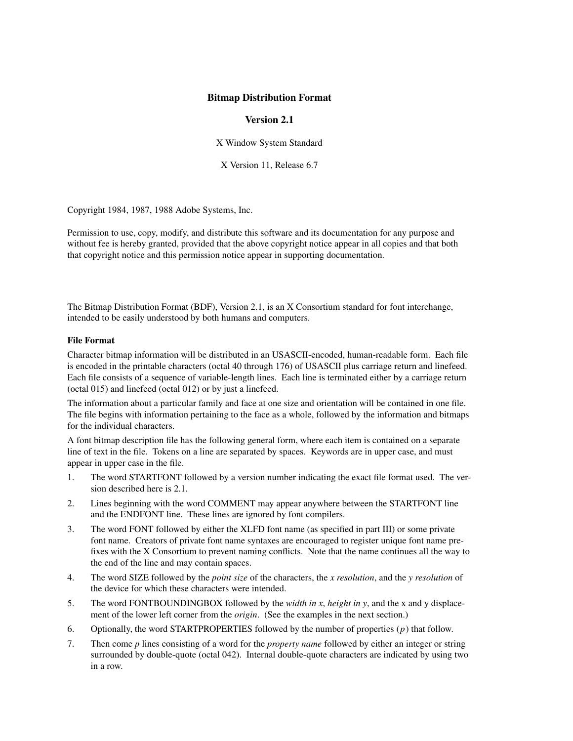# Bitmap Distribution Format

## Version 2.1

X Window System Standard

X Version 11, Release 6.7

Copyright 1984, 1987, 1988 Adobe Systems, Inc.

Permission to use, copy, modify, and distribute this software and its documentation for any purpose and without fee is hereby granted, provided that the above copyright notice appear in all copies and that both that copyright notice and this permission notice appear in supporting documentation.

The Bitmap Distribution Format (BDF), Version 2.1, is an X Consortium standard for font interchange, intended to be easily understood by both humans and computers.

### File Format

Character bitmap information will be distributed in an USASCII-encoded, human-readable form. Each file is encoded in the printable characters (octal 40 through 176) of USASCII plus carriage return and linefeed. Each file consists of a sequence of variable-length lines. Each line is terminated either by a carriage return (octal 015) and linefeed (octal 012) or by just a linefeed.

The information about a particular family and face at one size and orientation will be contained in one file. The file begins with information pertaining to the face as a whole, followed by the information and bitmaps for the individual characters.

A font bitmap description file has the following general form, where each item is contained on a separate line of text in the file. Tokens on a line are separated by spaces. Keywords are in upper case, and must appear in upper case in the file.

1. The word STARTFONT followed by a version number indicating the exact file format used. The version described here is 2.1.
2. Lines beginning with the word COMMENT may appear anywhere between the STARTFONT line and the ENDFONT line. These lines are ignored by font compilers.
3. The word FONT followed by either the XLFD font name (as specified in part III) or some private font name. Creators of private font name syntaxes are encouraged to register unique font name prefixes with the X Consortium to prevent naming conflicts. Note that the name continues all the way to the end of the line and may contain spaces.
4. The word SIZE followed by the *point size* of the characters, the *x resolution*, and the *y resolution* of the device for which these characters were intended.
5. The word FONTBOUNDINGBOX followed by the *width in x*, *height in y*, and the x and y displacement of the lower left corner from the *origin*. (See the examples in the next section.)
6. Optionally, the word STARTPROPERTIES followed by the number of properties (*p*) that follow.
7. Then come *p* lines consisting of a word for the *property name* followed by either an integer or string surrounded by double-quote (octal 042). Internal double-quote characters are indicated by using two in a row.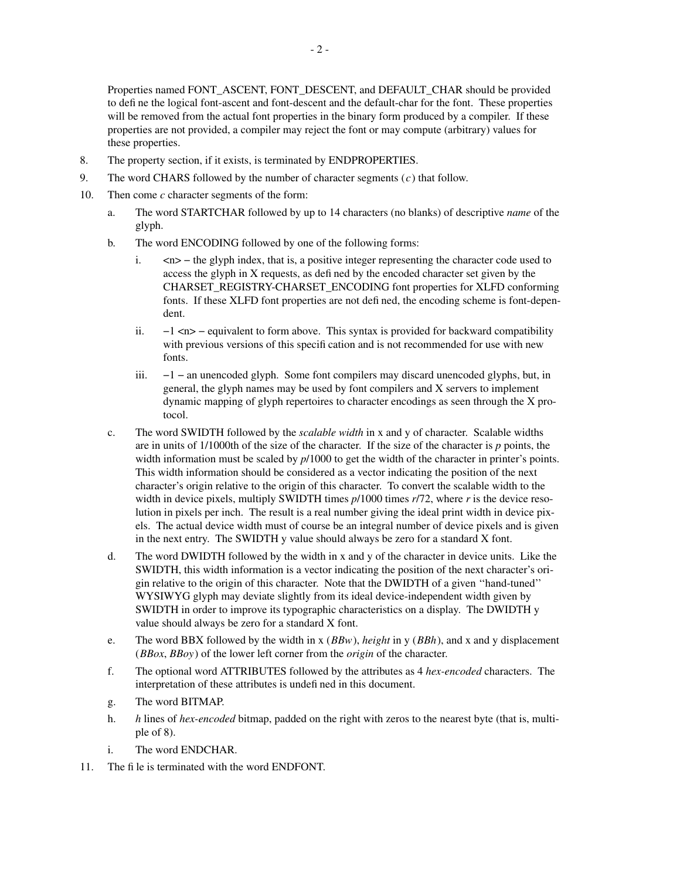Properties named FONT_ASCENT, FONT_DESCENT, and DEFAULT_CHAR should be provided to define the logical font-ascent and font-descent and the default-char for the font. These properties will be removed from the actual font properties in the binary form produced by a compiler. If these properties are not provided, a compiler may reject the font or may compute (arbitrary) values for these properties.

8. The property section, if it exists, is terminated by ENDPROPERTIES.
9. The word CHARS followed by the number of character segments ($c$) that follow.
10. Then come $c$ character segments of the form:
    a. The word STARTCHAR followed by up to 14 characters (no blanks) of descriptive *name* of the glyph.
    b. The word ENCODING followed by one of the following forms:
        i. <n> – the glyph index, that is, a positive integer representing the character code used to access the glyph in X requests, as defined by the encoded character set given by the CHARSET_REGISTRY-CHARSET_ENCODING font properties for XLFD conforming fonts. If these XLFD font properties are not defined, the encoding scheme is font-dependent.
        ii. −1 <n> – equivalent to form above. This syntax is provided for backward compatibility with previous versions of this specification and is not recommended for use with new fonts.
        iii. −1 – an unencoded glyph. Some font compilers may discard unencoded glyphs, but, in general, the glyph names may be used by font compilers and X servers to implement dynamic mapping of glyph repertoires to character encodings as seen through the X protocol.
    c. The word SWIDTH followed by the *scalable width* in x and y of character. Scalable widths are in units of 1/1000th of the size of the character. If the size of the character is $p$ points, the width information must be scaled by $p/1000$ to get the width of the character in printer's points. This width information should be considered as a vector indicating the position of the next character's origin relative to the origin of this character. To convert the scalable width to the width in device pixels, multiply SWIDTH times $p/1000$ times $r/72$, where $r$ is the device resolution in pixels per inch. The result is a real number giving the ideal print width in device pixels. The actual device width must of course be an integral number of device pixels and is given in the next entry. The SWIDTH y value should always be zero for a standard X font.
    d. The word DWIDTH followed by the width in x and y of the character in device units. Like the SWIDTH, this width information is a vector indicating the position of the next character's origin relative to the origin of this character. Note that the DWIDTH of a given "hand-tuned" WYSIWYG glyph may deviate slightly from its ideal device-independent width given by SWIDTH in order to improve its typographic characteristics on a display. The DWIDTH y value should always be zero for a standard X font.
    e. The word BBX followed by the width in x (*BBw*), *height* in y (*BBh*), and x and y displacement (*BBox*, *BBoy*) of the lower left corner from the *origin* of the character.
    f. The optional word ATTRIBUTES followed by the attributes as 4 *hex-encoded* characters. The interpretation of these attributes is undefined in this document.
    g. The word BITMAP.
    h. *h* lines of *hex-encoded* bitmap, padded on the right with zeros to the nearest byte (that is, multiple of 8).
    i. The word ENDCHAR.
11. The file is terminated with the word ENDFONT.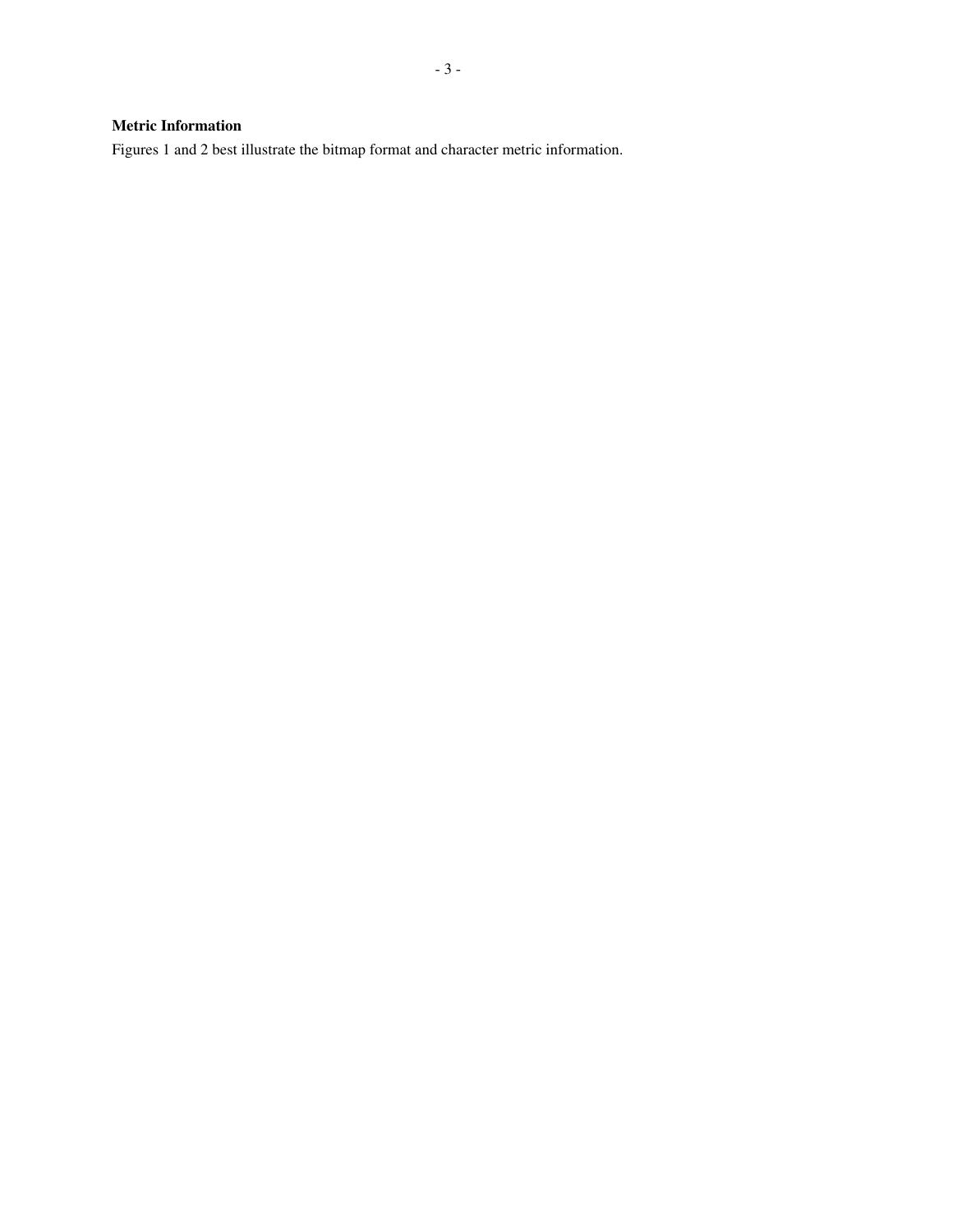**Metric Information**

Figures 1 and 2 best illustrate the bitmap format and character metric information.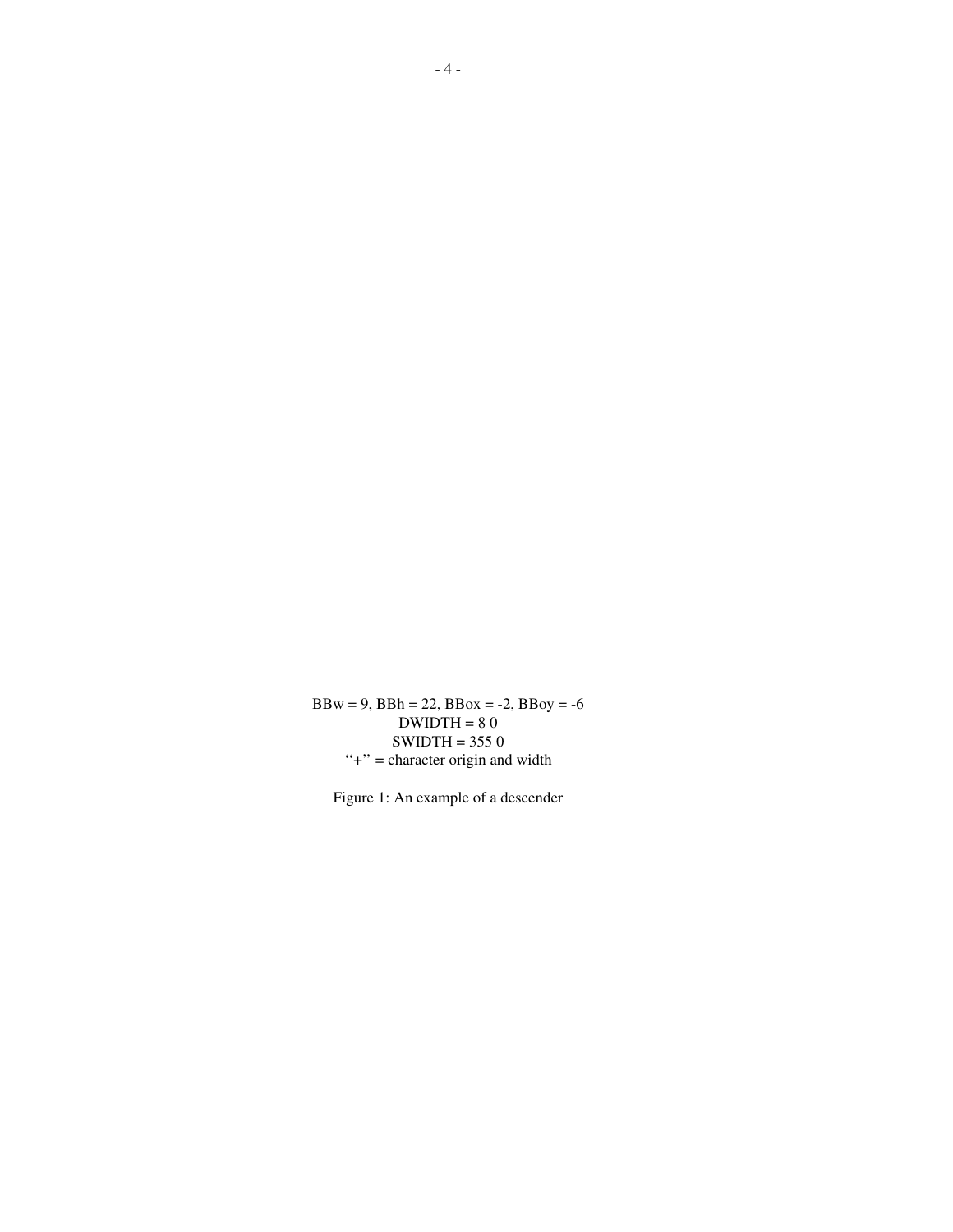BBw = 9, BBh = 22, BBox = -2, BBoy = -6
DWIDTH = 8 0
SWIDTH = 355 0
"+" = character origin and width

Figure 1: An example of a descender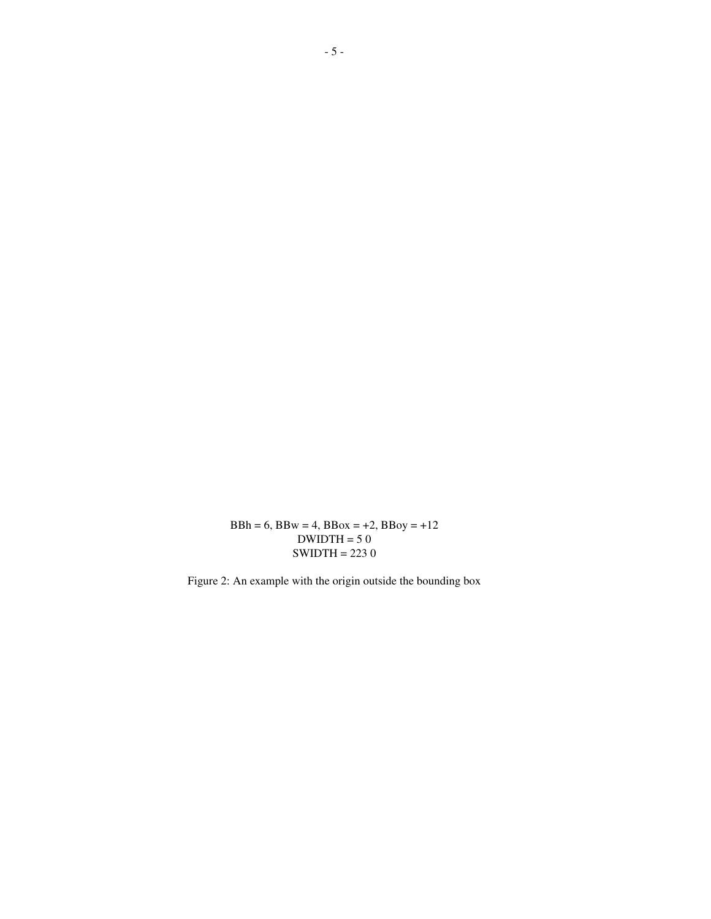BBh = 6, BBw = 4, BBox = +2, BBoy = +12
DWIDTH = 5 0
SWIDTH = 223 0

Figure 2: An example with the origin outside the bounding box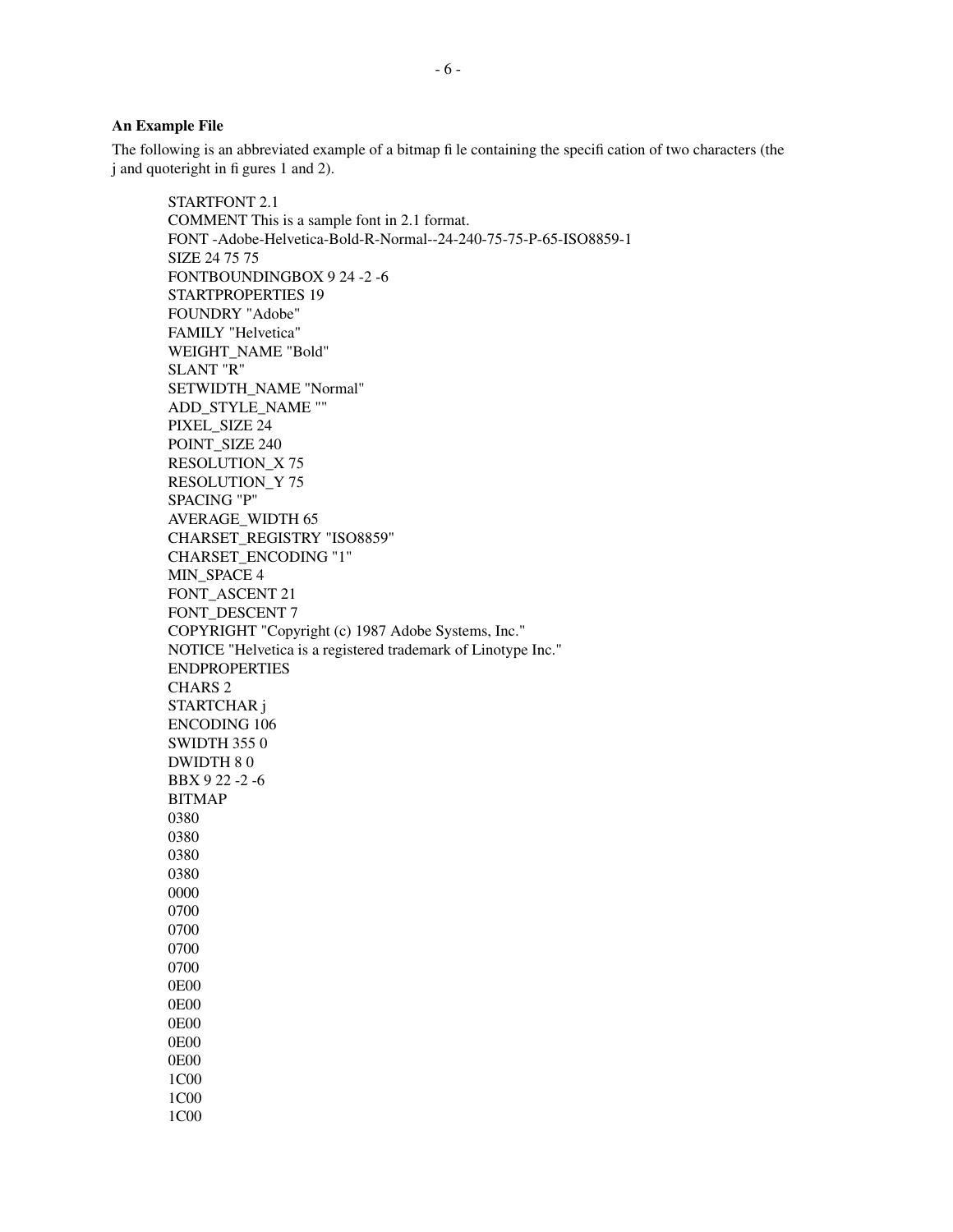**An Example File**

The following is an abbreviated example of a bitmap file containing the specification of two characters (the j and quoteright in figures 1 and 2).

```
STARTFONT 2.1
COMMENT This is a sample font in 2.1 format.
FONT -Adobe-Helvetica-Bold-R-Normal--24-240-75-75-P-65-ISO8859-1
SIZE 24 75 75
FONTBOUNDINGBOX 9 24 -2 -6
STARTPROPERTIES 19
FOUNDRY "Adobe"
FAMILY "Helvetica"
WEIGHT_NAME "Bold"
SLANT "R"
SETWIDTH_NAME "Normal"
ADD_STYLE_NAME ""
PIXEL_SIZE 24
POINT_SIZE 240
RESOLUTION_X 75
RESOLUTION_Y 75
SPACING "P"
AVERAGE_WIDTH 65
CHARSET_REGISTRY "ISO8859"
CHARSET_ENCODING "1"
MIN_SPACE 4
FONT_ASCENT 21
FONT_DESCENT 7
COPYRIGHT "Copyright (c) 1987 Adobe Systems, Inc."
NOTICE "Helvetica is a registered trademark of Linotype Inc."
ENDPROPERTIES
CHARS 2
STARTCHAR j
ENCODING 106
SWIDTH 355 0
DWIDTH 8 0
BBX 9 22 -2 -6
BITMAP
0380
0380
0380
0380
0000
0700
0700
0700
0700
0E00
0E00
0E00
0E00
0E00
1C00
1C00
1C00
```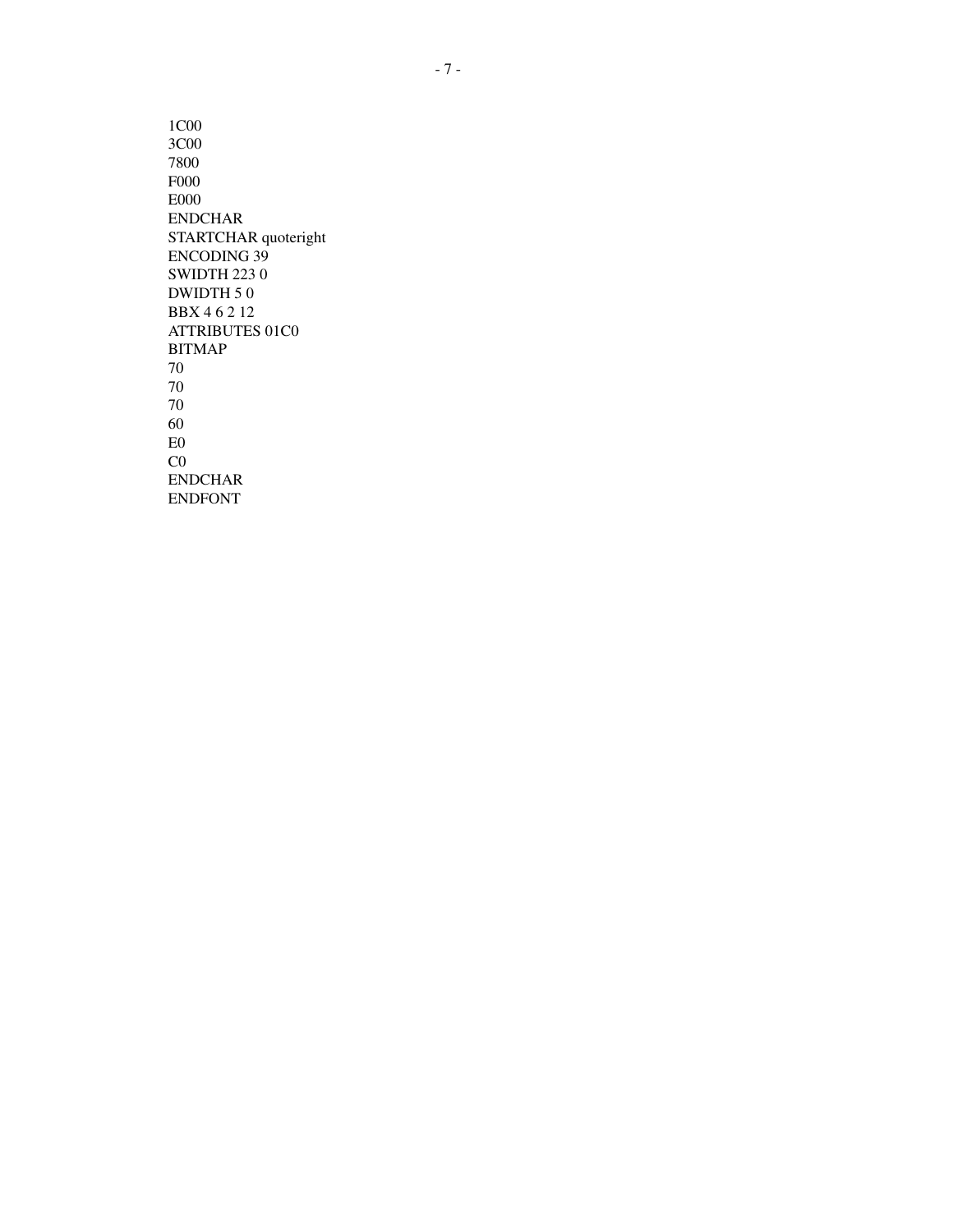```
1C00
3C00
7800
F000
E000
ENDCHAR
STARTCHAR quoteright
ENCODING 39
SWIDTH 223 0
DWIDTH 5 0
BBX 4 6 2 12
ATTRIBUTES 01C0
BITMAP
70
70
70
60
E0
C0
ENDCHAR
ENDFONT
```